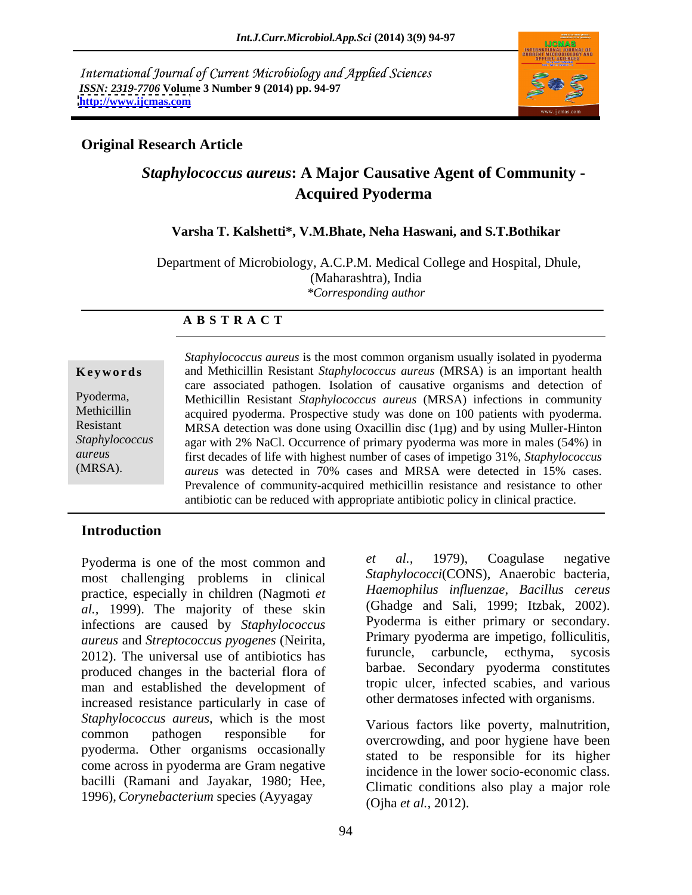International Journal of Current Microbiology and Applied Sciences
*ISSN: 2319-7706* **Volume 3 Number 9 (2014) pp. 94-97**
**http://www.ijcmas.com**

**Original Research Article**

# *Staphylococcus aureus*: A Major Causative Agent of Community - Acquired Pyoderma

**Varsha T. Kalshetti\*, V.M.Bhate, Neha Haswani, and S.T.Bothikar**

Department of Microbiology, A.C.P.M. Medical College and Hospital, Dhule, (Maharashtra), India
*\*Corresponding author*

## ABSTRACT

**Keywords**

Pyoderma, Methicillin Resistant *Staphylococcus aureus* (MRSA).

*Staphylococcus aureus* is the most common organism usually isolated in pyoderma and Methicillin Resistant *Staphylococcus aureus* (MRSA) is an important health care associated pathogen. Isolation of causative organisms and detection of Methicillin Resistant *Staphylococcus aureus* (MRSA) infections in community acquired pyoderma. Prospective study was done on 100 patients with pyoderma. MRSA detection was done using Oxacillin disc (1µg) and by using Muller-Hinton agar with 2% NaCl. Occurrence of primary pyoderma was more in males (54%) in first decades of life with highest number of cases of impetigo 31%, *Staphylococcus aureus* was detected in 70% cases and MRSA were detected in 15% cases. Prevalence of community-acquired methicillin resistance and resistance to other antibiotic can be reduced with appropriate antibiotic policy in clinical practice.

## Introduction

Pyoderma is one of the most common and most challenging problems in clinical practice, especially in children (Nagmoti *et al.,* 1999). The majority of these skin infections are caused by *Staphylococcus aureus* and *Streptococcus pyogenes* (Neirita, 2012). The universal use of antibiotics has produced changes in the bacterial flora of man and established the development of increased resistance particularly in case of *Staphylococcus aureus*, which is the most common pathogen responsible for pyoderma. Other organisms occasionally come across in pyoderma are Gram negative bacilli (Ramani and Jayakar, 1980; Hee, 1996), *Corynebacterium* species (Ayyagay *et al.,* 1979), Coagulase negative *Staphylococci*(CONS), Anaerobic bacteria, *Haemophilus influenzae*, *Bacillus cereus* (Ghadge and Sali, 1999; Itzbak, 2002). Pyoderma is either primary or secondary. Primary pyoderma are impetigo, folliculitis, furuncle, carbuncle, ecthyma, sycosis barbae. Secondary pyoderma constitutes tropic ulcer, infected scabies, and various other dermatoses infected with organisms.

Various factors like poverty, malnutrition, overcrowding, and poor hygiene have been stated to be responsible for its higher incidence in the lower socio-economic class. Climatic conditions also play a major role (Ojha *et al.,* 2012).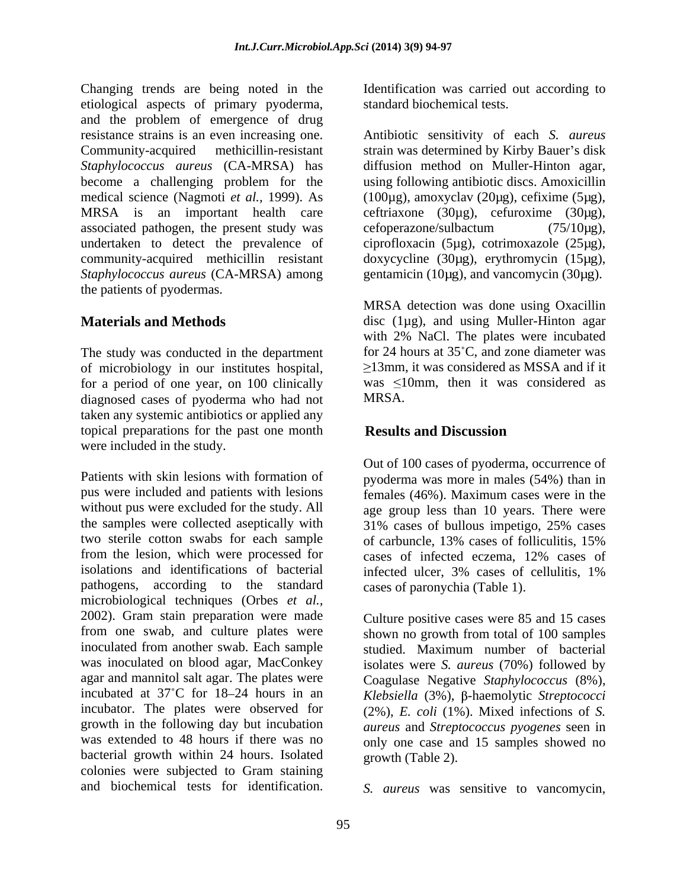Changing trends are being noted in the etiological aspects of primary pyoderma, and the problem of emergence of drug resistance strains is an even increasing one. Community-acquired methicillin-resistant *Staphylococcus aureus* (CA-MRSA) has become a challenging problem for the medical science (Nagmoti *et al.,* 1999). As MRSA is an important health care associated pathogen, the present study was undertaken to detect the prevalence of community-acquired methicillin resistant *Staphylococcus aureus* (CA-MRSA) among the patients of pyodermas.

## Materials and Methods

The study was conducted in the department of microbiology in our institutes hospital, for a period of one year, on 100 clinically diagnosed cases of pyoderma who had not taken any systemic antibiotics or applied any topical preparations for the past one month were included in the study.

Patients with skin lesions with formation of pus were included and patients with lesions without pus were excluded for the study. All the samples were collected aseptically with two sterile cotton swabs for each sample from the lesion, which were processed for isolations and identifications of bacterial pathogens, according to the standard microbiological techniques (Orbes *et al.,* 2002). Gram stain preparation were made from one swab, and culture plates were inoculated from another swab. Each sample was inoculated on blood agar, MacConkey agar and mannitol salt agar. The plates were incubated at 37˚C for 18–24 hours in an incubator. The plates were observed for growth in the following day but incubation was extended to 48 hours if there was no bacterial growth within 24 hours. Isolated colonies were subjected to Gram staining and biochemical tests for identification. Identification was carried out according to standard biochemical tests.

Antibiotic sensitivity of each *S. aureus* strain was determined by Kirby Bauer's disk diffusion method on Muller-Hinton agar, using following antibiotic discs. Amoxicillin (100µg), amoxyclav (20µg), cefixime (5µg), ceftriaxone (30µg), cefuroxime (30µg), cefoperazone/sulbactum (75/10µg), ciprofloxacin (5µg), cotrimoxazole (25µg), doxycycline (30µg), erythromycin (15µg), gentamicin (10µg), and vancomycin (30µg).

MRSA detection was done using Oxacillin disc (1µg), and using Muller-Hinton agar with 2% NaCl. The plates were incubated for 24 hours at 35˚C, and zone diameter was $\geq$13mm, it was considered as MSSA and if it was $\leq$10mm, then it was considered as MRSA.

## Results and Discussion

Out of 100 cases of pyoderma, occurrence of pyoderma was more in males (54%) than in females (46%). Maximum cases were in the age group less than 10 years. There were 31% cases of bullous impetigo, 25% cases of carbuncle, 13% cases of folliculitis, 15% cases of infected eczema, 12% cases of infected ulcer, 3% cases of cellulitis, 1% cases of paronychia (Table 1).

Culture positive cases were 85 and 15 cases shown no growth from total of 100 samples studied. Maximum number of bacterial isolates were *S. aureus* (70%) followed by Coagulase Negative *Staphylococcus* (8%), *Klebsiella* (3%), β-haemolytic *Streptococci* (2%), *E. coli* (1%). Mixed infections of *S. aureus* and *Streptococcus pyogenes* seen in only one case and 15 samples showed no growth (Table 2).

*S. aureus* was sensitive to vancomycin,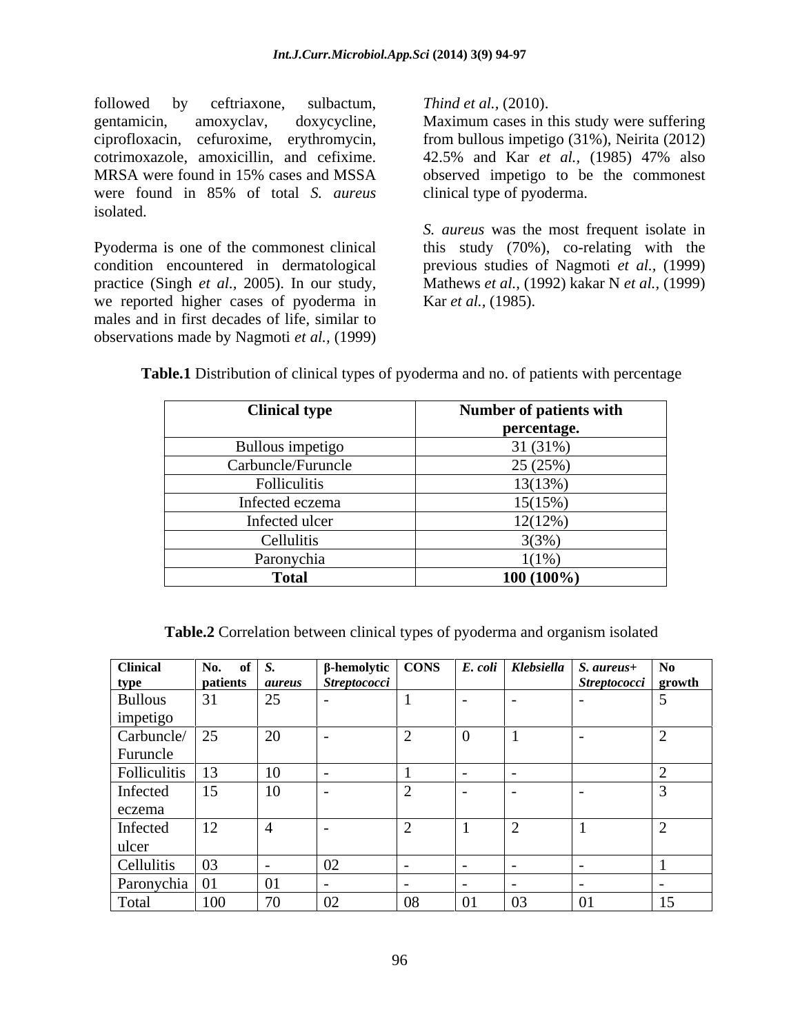followed by ceftriaxone, sulbactum, gentamicin, amoxyclav, doxycycline, ciprofloxacin, cefuroxime, erythromycin, cotrimoxazole, amoxicillin, and cefixime. MRSA were found in 15% cases and MSSA were found in 85% of total *S. aureus* isolated.

Pyoderma is one of the commonest clinical condition encountered in dermatological practice (Singh *et al.,* 2005). In our study, we reported higher cases of pyoderma in males and in first decades of life, similar to observations made by Nagmoti *et al.,* (1999) *Thind et al.,* (2010).

Maximum cases in this study were suffering from bullous impetigo (31%), Neirita (2012) 42.5% and Kar *et al.,* (1985) 47% also observed impetigo to be the commonest clinical type of pyoderma.

*S. aureus* was the most frequent isolate in this study (70%), co-relating with the previous studies of Nagmoti *et al.,* (1999) Mathews *et al.,* (1992) kakar N *et al.,* (1999) Kar *et al.,* (1985).

**Table.1** Distribution of clinical types of pyoderma and no. of patients with percentage

| **Clinical type** | **Number of patients with percentage.** |
|---|---|
| Bullous impetigo | 31 (31%) |
| Carbuncle/Furuncle | 25 (25%) |
| Folliculitis | 13(13%) |
| Infected eczema | 15(15%) |
| Infected ulcer | 12(12%) |
| Cellulitis | 3(3%) |
| Paronychia | 1(1%) |
| **Total** | **100 (100%)** |

**Table.2** Correlation between clinical types of pyoderma and organism isolated

| **Clinical type** | **No. of patients** | ***S. aureus*** | **β-hemolytic *Streptococci*** | **CONS** | ***E. coli*** | ***Klebsiella*** | ***S. aureus+ Streptococci*** | **No growth** |
|---|---|---|---|---|---|---|---|---|
| Bullous impetigo | 31 | 25 | - | 1 | - | - | - | 5 |
| Carbuncle/ Furuncle | 25 | 20 | - | 2 | 0 | 1 | - | 2 |
| Folliculitis | 13 | 10 | - | 1 | - | - | | 2 |
| Infected eczema | 15 | 10 | - | 2 | - | - | - | 3 |
| Infected ulcer | 12 | 4 | - | 2 | 1 | 2 | 1 | 2 |
| Cellulitis | 03 | - | 02 | - | - | - | - | 1 |
| Paronychia | 01 | 01 | - | - | - | - | - | - |
| Total | 100 | 70 | 02 | 08 | 01 | 03 | 01 | 15 |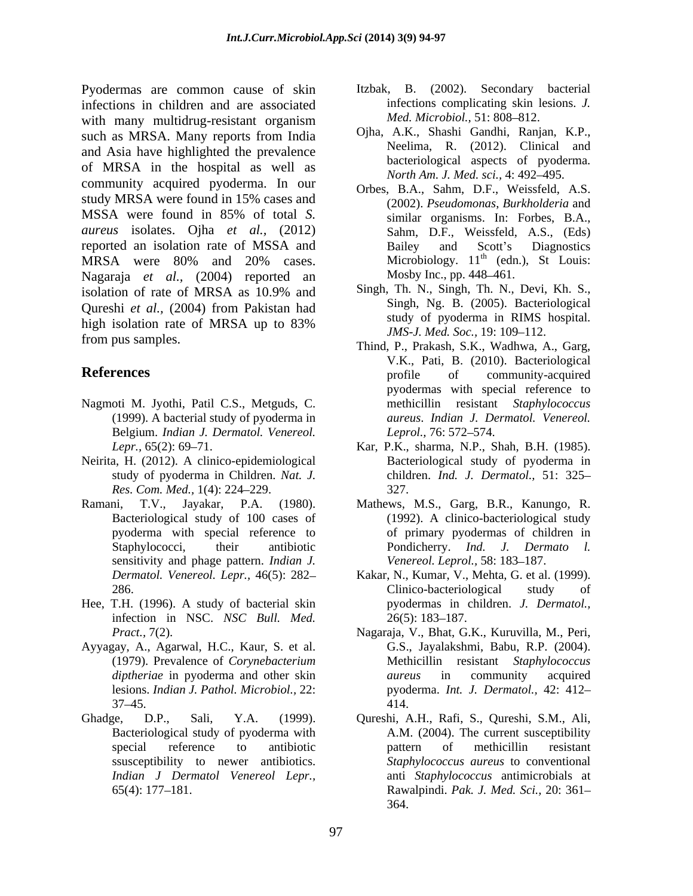Pyodermas are common cause of skin infections in children and are associated with many multidrug-resistant organism such as MRSA. Many reports from India and Asia have highlighted the prevalence of MRSA in the hospital as well as community acquired pyoderma. In our study MRSA were found in 15% cases and MSSA were found in 85% of total *S. aureus* isolates. Ojha *et al.,* (2012) reported an isolation rate of MSSA and MRSA were 80% and 20% cases. Nagaraja *et al.,* (2004) reported an isolation of rate of MRSA as 10.9% and Qureshi *et al.,* (2004) from Pakistan had high isolation rate of MRSA up to 83% from pus samples.

## References

Nagmoti M. Jyothi, Patil C.S., Metguds, C. (1999). A bacterial study of pyoderma in Belgium. *Indian J. Dermatol. Venereol. Lepr.,* 65(2): 69–71.

Neirita, H. (2012). A clinico-epidemiological study of pyoderma in Children. *Nat. J. Res. Com. Med.,* 1(4): 224–229.

Ramani, T.V., Jayakar, P.A. (1980). Bacteriological study of 100 cases of pyoderma with special reference to Staphylococci, their antibiotic sensitivity and phage pattern. *Indian J. Dermatol. Venereol. Lepr.,* 46(5): 282–286.

Hee, T.H. (1996). A study of bacterial skin infection in NSC. *NSC Bull. Med. Pract.,* 7(2).

Ayyagay, A., Agarwal, H.C., Kaur, S. et al. (1979). Prevalence of *Corynebacterium diptheriae* in pyoderma and other skin lesions. *Indian J. Pathol. Microbiol.,* 22: 37–45.

Ghadge, D.P., Sali, Y.A. (1999). Bacteriological study of pyoderma with special reference to antibiotic ssusceptibility to newer antibiotics. *Indian J Dermatol Venereol Lepr.,* 65(4): 177–181.

Itzbak, B. (2002). Secondary bacterial infections complicating skin lesions. *J. Med. Microbiol.,* 51: 808–812.

Ojha, A.K., Shashi Gandhi, Ranjan, K.P., Neelima, R. (2012). Clinical and bacteriological aspects of pyoderma. *North Am. J. Med. sci.,* 4: 492–495.

Orbes, B.A., Sahm, D.F., Weissfeld, A.S. (2002). *Pseudomonas*, *Burkholderia* and similar organisms. In: Forbes, B.A., Sahm, D.F., Weissfeld, A.S., (Eds) Bailey and Scott's Diagnostics Microbiology. 11th (edn.), St Louis: Mosby Inc., pp. 448–461.

Singh, Th. N., Singh, Th. N., Devi, Kh. S., Singh, Ng. B. (2005). Bacteriological study of pyoderma in RIMS hospital. *JMS-J. Med. Soc.,* 19: 109–112.

Thind, P., Prakash, S.K., Wadhwa, A., Garg, V.K., Pati, B. (2010). Bacteriological profile of community-acquired pyodermas with special reference to methicillin resistant *Staphylococcus aureus*. *Indian J. Dermatol. Venereol. Leprol.,* 76: 572–574.

Kar, P.K., sharma, N.P., Shah, B.H. (1985). Bacteriological study of pyoderma in children. *Ind. J. Dermatol.,* 51: 325–327.

Mathews, M.S., Garg, B.R., Kanungo, R. (1992). A clinico-bacteriological study of primary pyodermas of children in Pondicherry. *Ind. J. Dermato l. Venereol. Leprol.,* 58: 183–187.

Kakar, N., Kumar, V., Mehta, G. et al. (1999). Clinico-bacteriological study of pyodermas in children. *J. Dermatol.,* 26(5): 183–187.

Nagaraja, V., Bhat, G.K., Kuruvilla, M., Peri, G.S., Jayalakshmi, Babu, R.P. (2004). Methicillin resistant *Staphylococcus aureus* in community acquired pyoderma. *Int. J. Dermatol.,* 42: 412–414.

Qureshi, A.H., Rafi, S., Qureshi, S.M., Ali, A.M. (2004). The current susceptibility pattern of methicillin resistant *Staphylococcus aureus* to conventional anti *Staphylococcus* antimicrobials at Rawalpindi. *Pak. J. Med. Sci.,* 20: 361–364.